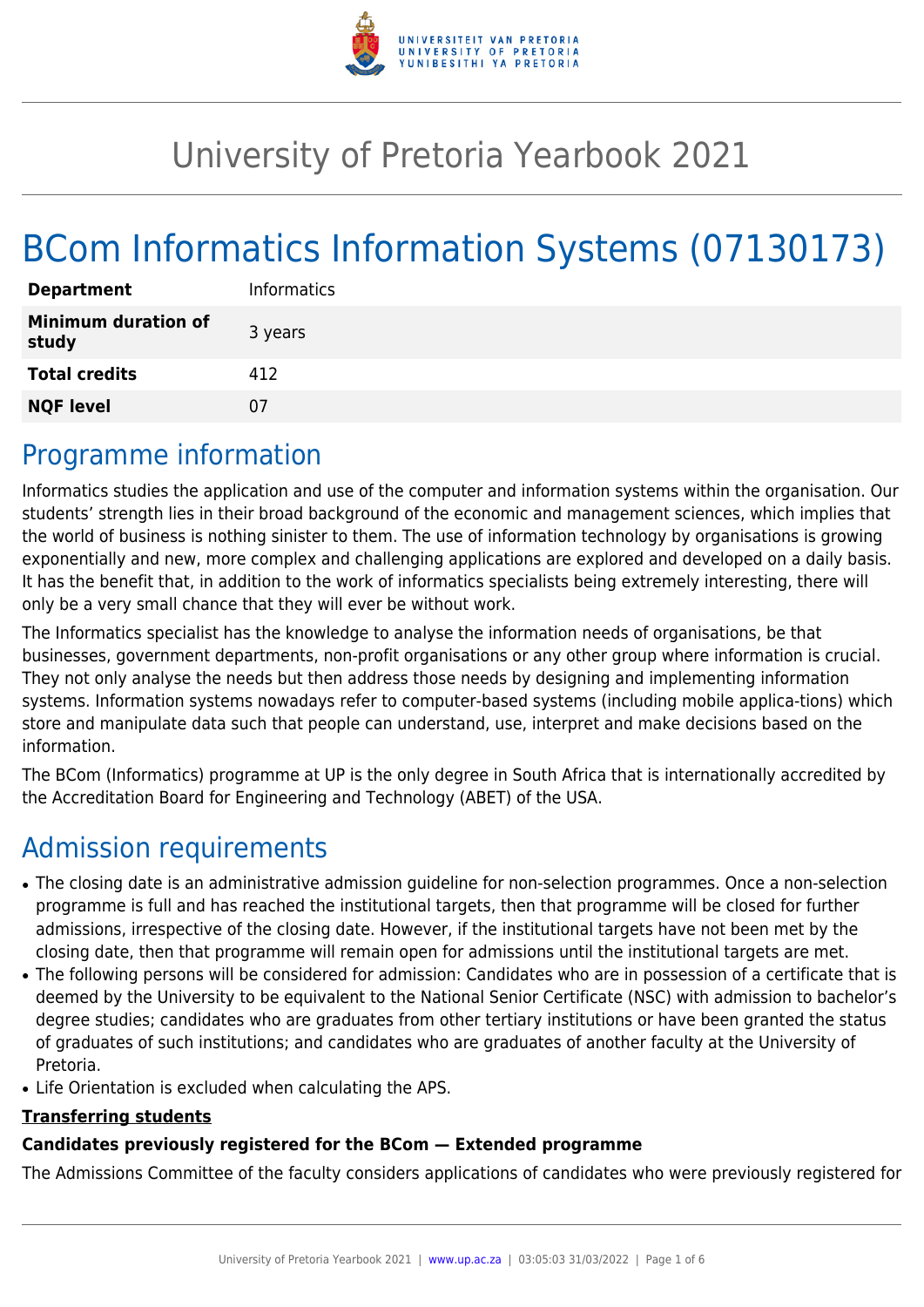# University of Pretoria Yearbook 2021

# BCom Informatics Information Systems (07130173)

| | |
|---|---|
| **Department** | Informatics |
| **Minimum duration of study** | 3 years |
| **Total credits** | 412 |
| **NQF level** | 07 |

## Programme information

Informatics studies the application and use of the computer and information systems within the organisation. Our students' strength lies in their broad background of the economic and management sciences, which implies that the world of business is nothing sinister to them. The use of information technology by organisations is growing exponentially and new, more complex and challenging applications are explored and developed on a daily basis. It has the benefit that, in addition to the work of informatics specialists being extremely interesting, there will only be a very small chance that they will ever be without work.

The Informatics specialist has the knowledge to analyse the information needs of organisations, be that businesses, government departments, non-profit organisations or any other group where information is crucial. They not only analyse the needs but then address those needs by designing and implementing information systems. Information systems nowadays refer to computer-based systems (including mobile applica-tions) which store and manipulate data such that people can understand, use, interpret and make decisions based on the information.

The BCom (Informatics) programme at UP is the only degree in South Africa that is internationally accredited by the Accreditation Board for Engineering and Technology (ABET) of the USA.

## Admission requirements

- The closing date is an administrative admission guideline for non-selection programmes. Once a non-selection programme is full and has reached the institutional targets, then that programme will be closed for further admissions, irrespective of the closing date. However, if the institutional targets have not been met by the closing date, then that programme will remain open for admissions until the institutional targets are met.
- The following persons will be considered for admission: Candidates who are in possession of a certificate that is deemed by the University to be equivalent to the National Senior Certificate (NSC) with admission to bachelor's degree studies; candidates who are graduates from other tertiary institutions or have been granted the status of graduates of such institutions; and candidates who are graduates of another faculty at the University of Pretoria.
- Life Orientation is excluded when calculating the APS.

**Transferring students**

**Candidates previously registered for the BCom — Extended programme**

The Admissions Committee of the faculty considers applications of candidates who were previously registered for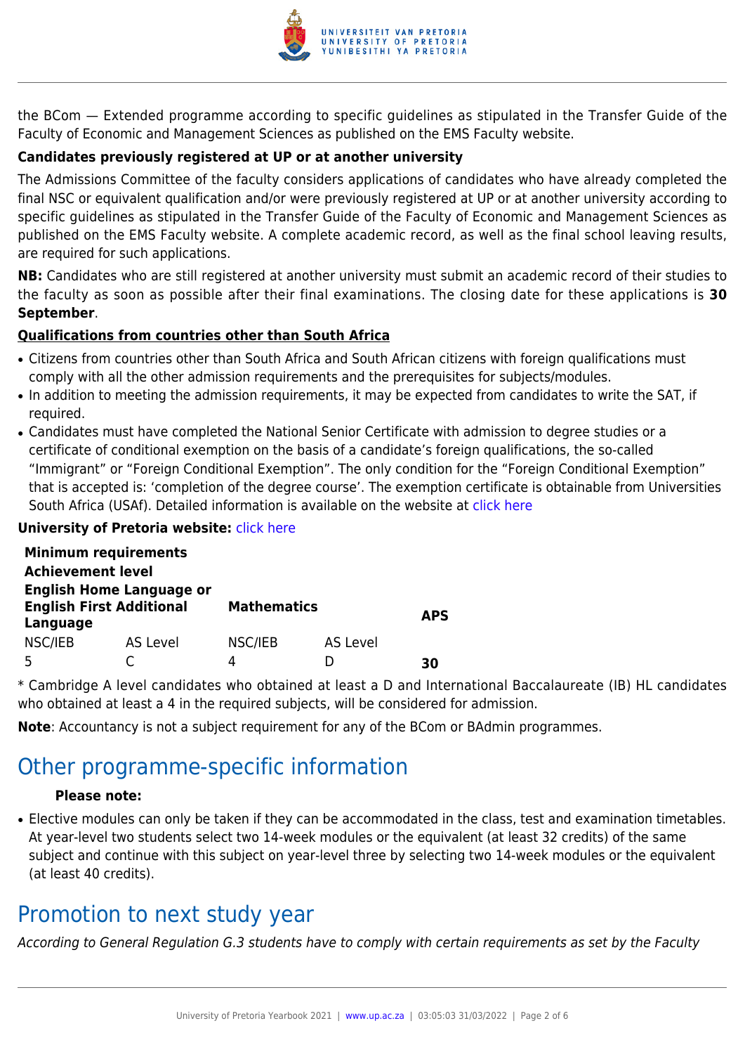the BCom — Extended programme according to specific guidelines as stipulated in the Transfer Guide of the Faculty of Economic and Management Sciences as published on the EMS Faculty website.

**Candidates previously registered at UP or at another university**

The Admissions Committee of the faculty considers applications of candidates who have already completed the final NSC or equivalent qualification and/or were previously registered at UP or at another university according to specific guidelines as stipulated in the Transfer Guide of the Faculty of Economic and Management Sciences as published on the EMS Faculty website. A complete academic record, as well as the final school leaving results, are required for such applications.

**NB:** Candidates who are still registered at another university must submit an academic record of their studies to the faculty as soon as possible after their final examinations. The closing date for these applications is **30 September**.

**Qualifications from countries other than South Africa**

- Citizens from countries other than South Africa and South African citizens with foreign qualifications must comply with all the other admission requirements and the prerequisites for subjects/modules.
- In addition to meeting the admission requirements, it may be expected from candidates to write the SAT, if required.
- Candidates must have completed the National Senior Certificate with admission to degree studies or a certificate of conditional exemption on the basis of a candidate's foreign qualifications, the so-called "Immigrant" or "Foreign Conditional Exemption". The only condition for the "Foreign Conditional Exemption" that is accepted is: 'completion of the degree course'. The exemption certificate is obtainable from Universities South Africa (USAf). Detailed information is available on the website at click here

**University of Pretoria website:** click here

| **Minimum requirements** | | | | |
|---|---|---|---|---|
| **Achievement level** | | | | |
| **English Home Language or English First Additional Language** | | **Mathematics** | | **APS** |
| NSC/IEB | AS Level | NSC/IEB | AS Level | |
| 5 | C | 4 | D | **30** |

* Cambridge A level candidates who obtained at least a D and International Baccalaureate (IB) HL candidates who obtained at least a 4 in the required subjects, will be considered for admission.

**Note**: Accountancy is not a subject requirement for any of the BCom or BAdmin programmes.

# Other programme-specific information

**Please note:**

- Elective modules can only be taken if they can be accommodated in the class, test and examination timetables. At year-level two students select two 14-week modules or the equivalent (at least 32 credits) of the same subject and continue with this subject on year-level three by selecting two 14-week modules or the equivalent (at least 40 credits).

# Promotion to next study year

*According to General Regulation G.3 students have to comply with certain requirements as set by the Faculty*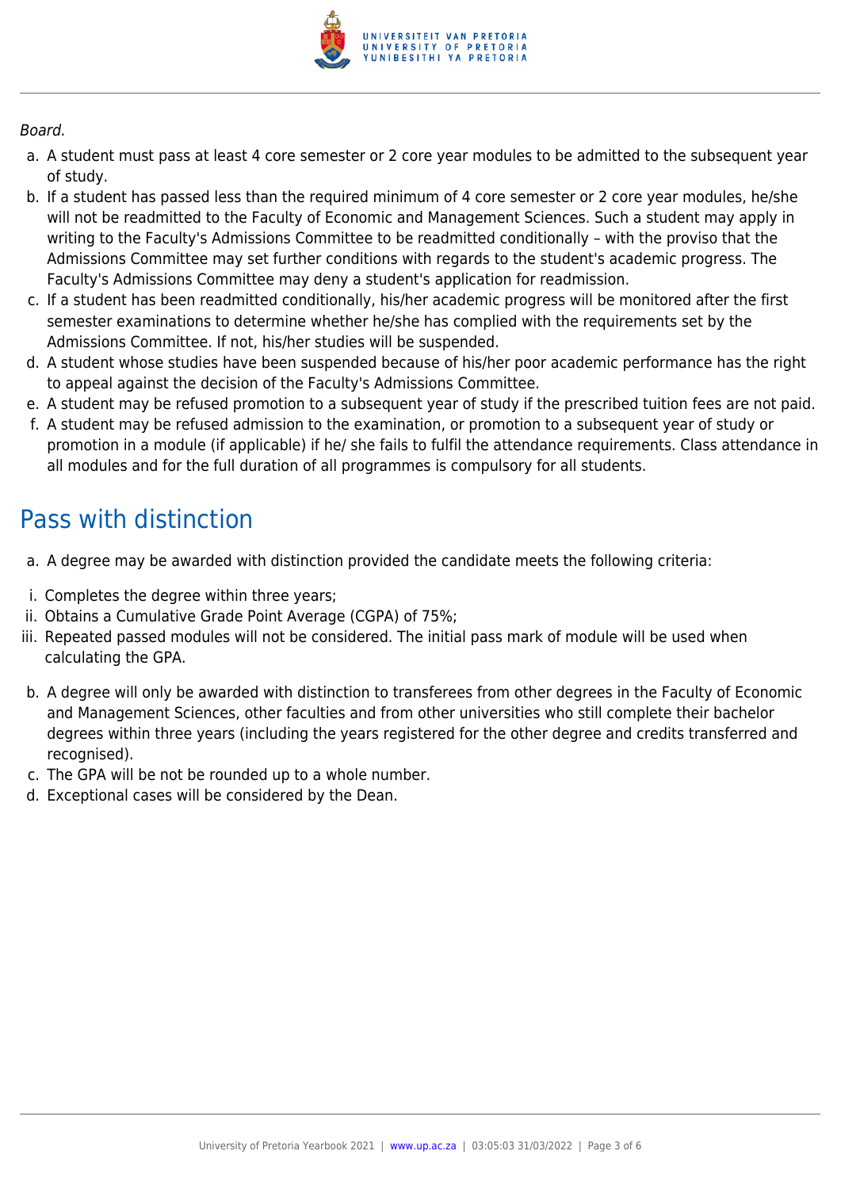*Board.*

a. A student must pass at least 4 core semester or 2 core year modules to be admitted to the subsequent year of study.
b. If a student has passed less than the required minimum of 4 core semester or 2 core year modules, he/she will not be readmitted to the Faculty of Economic and Management Sciences. Such a student may apply in writing to the Faculty's Admissions Committee to be readmitted conditionally – with the proviso that the Admissions Committee may set further conditions with regards to the student's academic progress. The Faculty's Admissions Committee may deny a student's application for readmission.
c. If a student has been readmitted conditionally, his/her academic progress will be monitored after the first semester examinations to determine whether he/she has complied with the requirements set by the Admissions Committee. If not, his/her studies will be suspended.
d. A student whose studies have been suspended because of his/her poor academic performance has the right to appeal against the decision of the Faculty's Admissions Committee.
e. A student may be refused promotion to a subsequent year of study if the prescribed tuition fees are not paid.
f. A student may be refused admission to the examination, or promotion to a subsequent year of study or promotion in a module (if applicable) if he/ she fails to fulfil the attendance requirements. Class attendance in all modules and for the full duration of all programmes is compulsory for all students.

## Pass with distinction

a. A degree may be awarded with distinction provided the candidate meets the following criteria:

i. Completes the degree within three years;
ii. Obtains a Cumulative Grade Point Average (CGPA) of 75%;
iii. Repeated passed modules will not be considered. The initial pass mark of module will be used when calculating the GPA.

b. A degree will only be awarded with distinction to transferees from other degrees in the Faculty of Economic and Management Sciences, other faculties and from other universities who still complete their bachelor degrees within three years (including the years registered for the other degree and credits transferred and recognised).
c. The GPA will be not be rounded up to a whole number.
d. Exceptional cases will be considered by the Dean.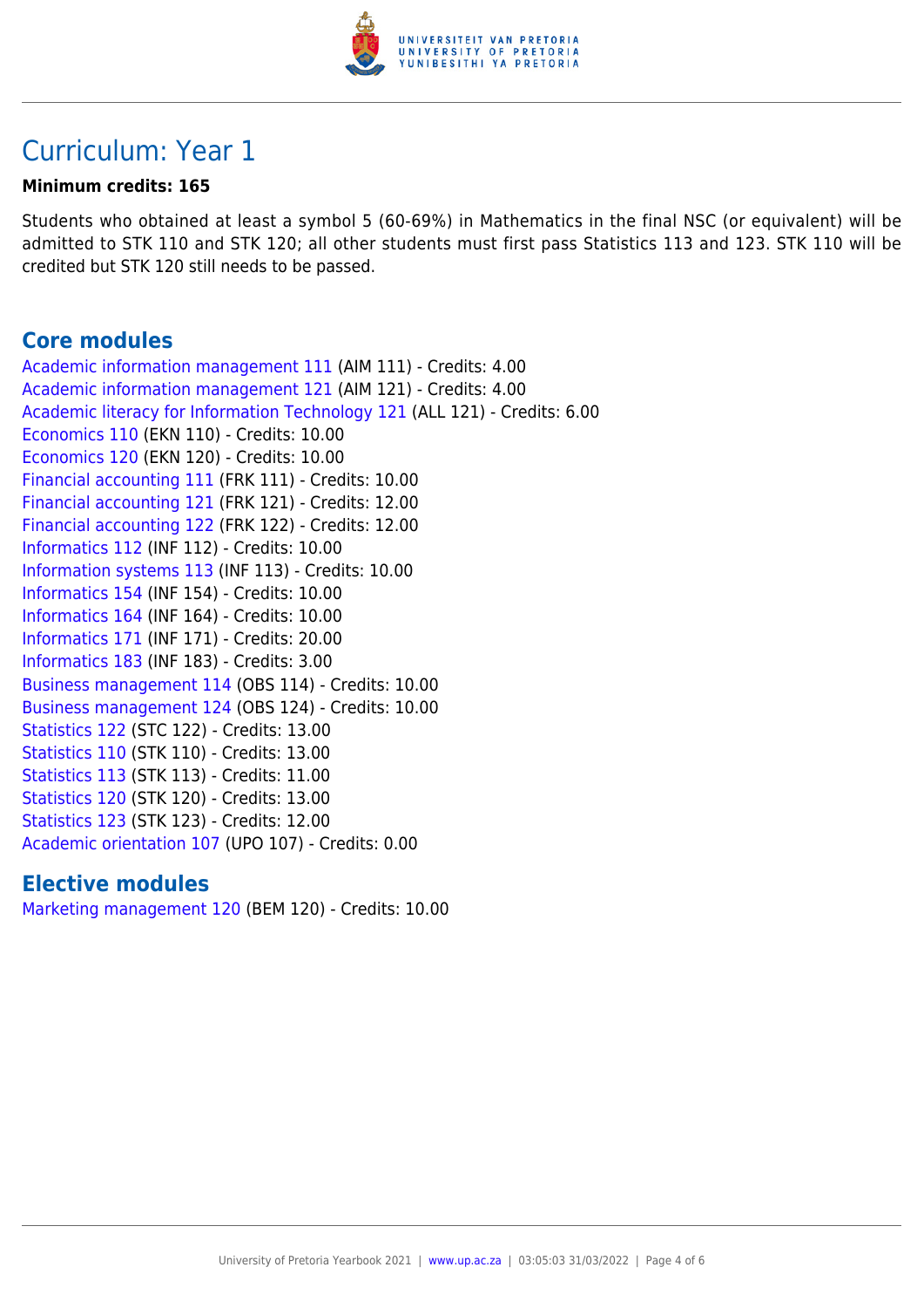# Curriculum: Year 1

**Minimum credits: 165**

Students who obtained at least a symbol 5 (60-69%) in Mathematics in the final NSC (or equivalent) will be admitted to STK 110 and STK 120; all other students must first pass Statistics 113 and 123. STK 110 will be credited but STK 120 still needs to be passed.

## Core modules

Academic information management 111 (AIM 111) - Credits: 4.00
Academic information management 121 (AIM 121) - Credits: 4.00
Academic literacy for Information Technology 121 (ALL 121) - Credits: 6.00
Economics 110 (EKN 110) - Credits: 10.00
Economics 120 (EKN 120) - Credits: 10.00
Financial accounting 111 (FRK 111) - Credits: 10.00
Financial accounting 121 (FRK 121) - Credits: 12.00
Financial accounting 122 (FRK 122) - Credits: 12.00
Informatics 112 (INF 112) - Credits: 10.00
Information systems 113 (INF 113) - Credits: 10.00
Informatics 154 (INF 154) - Credits: 10.00
Informatics 164 (INF 164) - Credits: 10.00
Informatics 171 (INF 171) - Credits: 20.00
Informatics 183 (INF 183) - Credits: 3.00
Business management 114 (OBS 114) - Credits: 10.00
Business management 124 (OBS 124) - Credits: 10.00
Statistics 122 (STC 122) - Credits: 13.00
Statistics 110 (STK 110) - Credits: 13.00
Statistics 113 (STK 113) - Credits: 11.00
Statistics 120 (STK 120) - Credits: 13.00
Statistics 123 (STK 123) - Credits: 12.00
Academic orientation 107 (UPO 107) - Credits: 0.00

## Elective modules

Marketing management 120 (BEM 120) - Credits: 10.00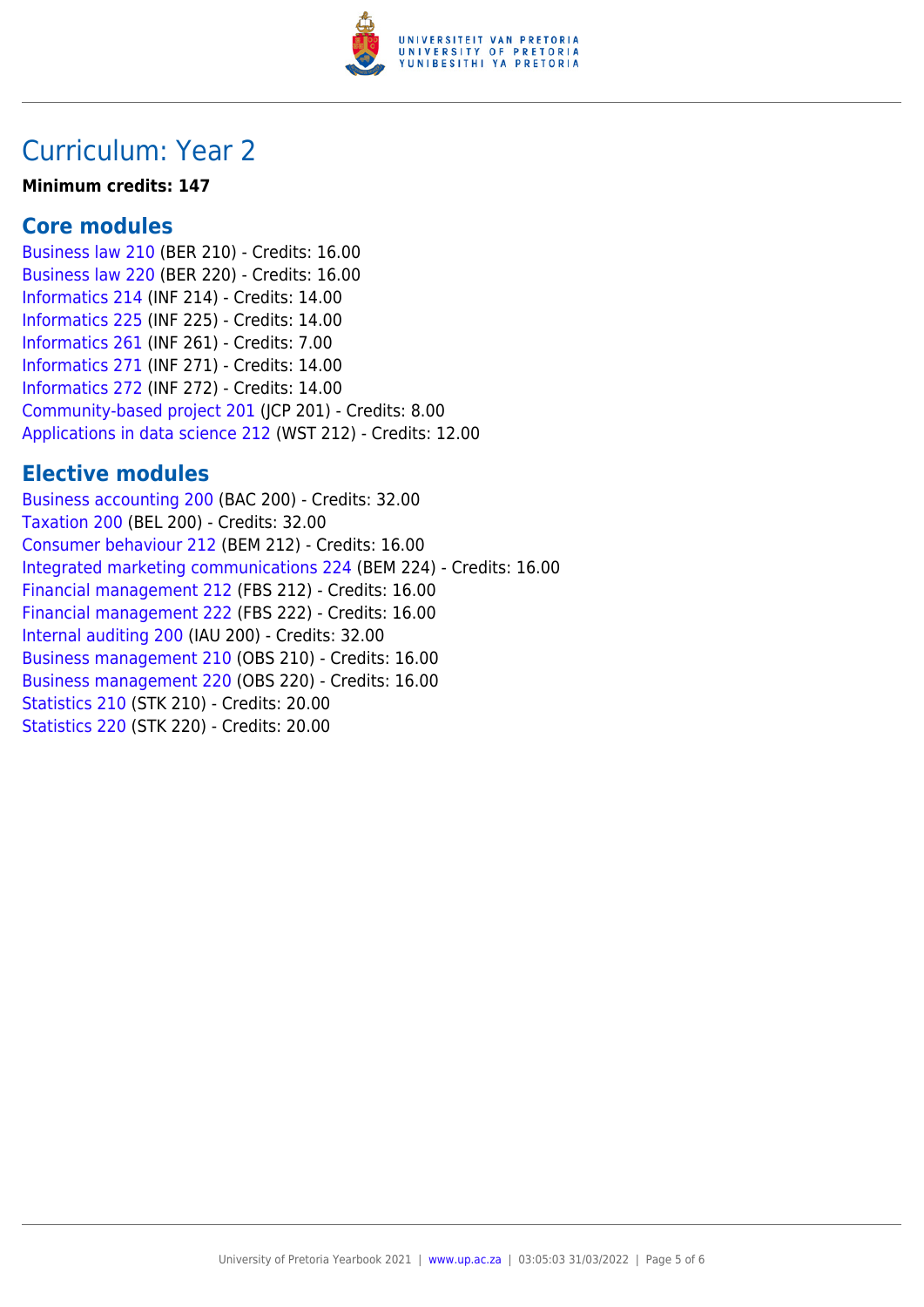# Curriculum: Year 2

**Minimum credits: 147**

## Core modules

Business law 210 (BER 210) - Credits: 16.00
Business law 220 (BER 220) - Credits: 16.00
Informatics 214 (INF 214) - Credits: 14.00
Informatics 225 (INF 225) - Credits: 14.00
Informatics 261 (INF 261) - Credits: 7.00
Informatics 271 (INF 271) - Credits: 14.00
Informatics 272 (INF 272) - Credits: 14.00
Community-based project 201 (JCP 201) - Credits: 8.00
Applications in data science 212 (WST 212) - Credits: 12.00

## Elective modules

Business accounting 200 (BAC 200) - Credits: 32.00
Taxation 200 (BEL 200) - Credits: 32.00
Consumer behaviour 212 (BEM 212) - Credits: 16.00
Integrated marketing communications 224 (BEM 224) - Credits: 16.00
Financial management 212 (FBS 212) - Credits: 16.00
Financial management 222 (FBS 222) - Credits: 16.00
Internal auditing 200 (IAU 200) - Credits: 32.00
Business management 210 (OBS 210) - Credits: 16.00
Business management 220 (OBS 220) - Credits: 16.00
Statistics 210 (STK 210) - Credits: 20.00
Statistics 220 (STK 220) - Credits: 20.00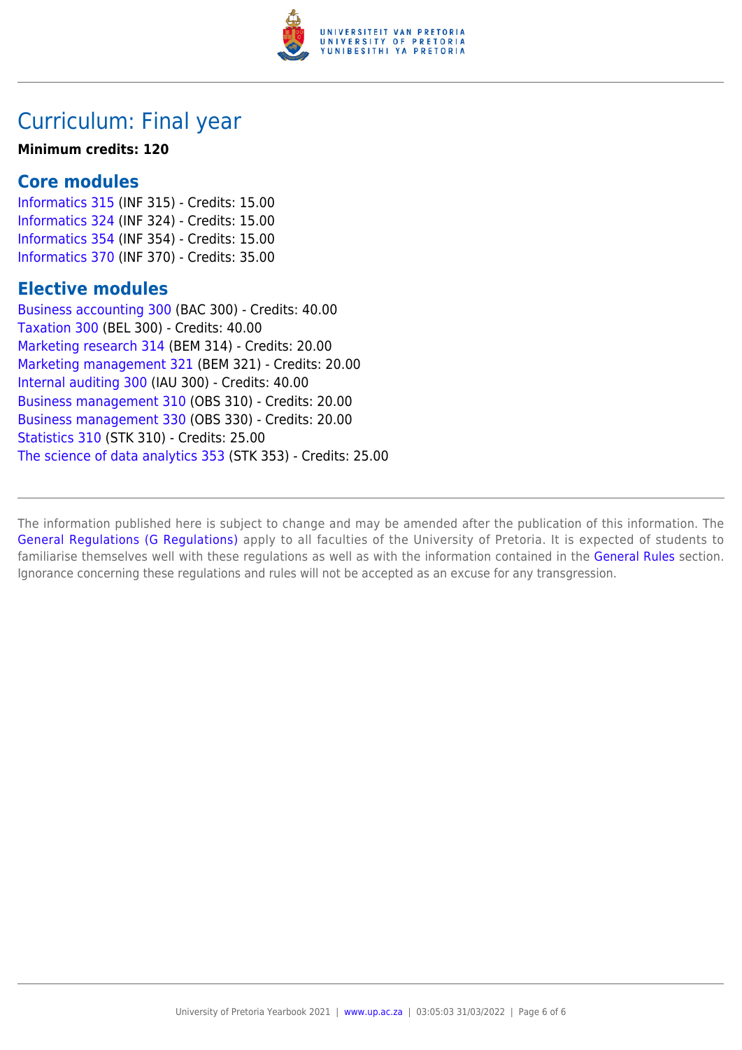## Curriculum: Final year

**Minimum credits: 120**

### Core modules

Informatics 315 (INF 315) - Credits: 15.00
Informatics 324 (INF 324) - Credits: 15.00
Informatics 354 (INF 354) - Credits: 15.00
Informatics 370 (INF 370) - Credits: 35.00

### Elective modules

Business accounting 300 (BAC 300) - Credits: 40.00
Taxation 300 (BEL 300) - Credits: 40.00
Marketing research 314 (BEM 314) - Credits: 20.00
Marketing management 321 (BEM 321) - Credits: 20.00
Internal auditing 300 (IAU 300) - Credits: 40.00
Business management 310 (OBS 310) - Credits: 20.00
Business management 330 (OBS 330) - Credits: 20.00
Statistics 310 (STK 310) - Credits: 25.00
The science of data analytics 353 (STK 353) - Credits: 25.00

---

The information published here is subject to change and may be amended after the publication of this information. The General Regulations (G Regulations) apply to all faculties of the University of Pretoria. It is expected of students to familiarise themselves well with these regulations as well as with the information contained in the General Rules section. Ignorance concerning these regulations and rules will not be accepted as an excuse for any transgression.